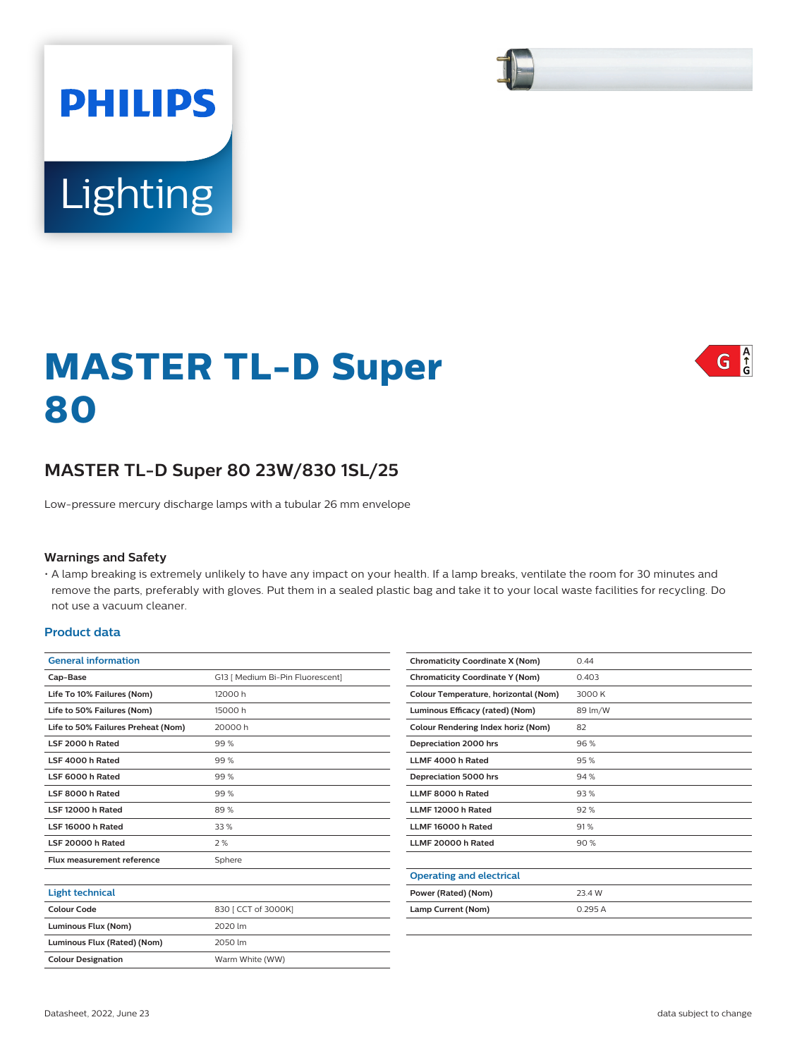Philips Lighting

# MASTER TL-D Super 80

G (A–G)

## MASTER TL-D Super 80 23W/830 1SL/25

Low-pressure mercury discharge lamps with a tubular 26 mm envelope

### Warnings and Safety

- A lamp breaking is extremely unlikely to have any impact on your health. If a lamp breaks, ventilate the room for 30 minutes and remove the parts, preferably with gloves. Put them in a sealed plastic bag and take it to your local waste facilities for recycling. Do not use a vacuum cleaner.

### Product data

| General information | |
|---|---|
| Cap-Base | G13 [ Medium Bi-Pin Fluorescent] |
| Life To 10% Failures (Nom) | 12000 h |
| Life to 50% Failures (Nom) | 15000 h |
| Life to 50% Failures Preheat (Nom) | 20000 h |
| LSF 2000 h Rated | 99 % |
| LSF 4000 h Rated | 99 % |
| LSF 6000 h Rated | 99 % |
| LSF 8000 h Rated | 99 % |
| LSF 12000 h Rated | 89 % |
| LSF 16000 h Rated | 33 % |
| LSF 20000 h Rated | 2 % |
| Flux measurement reference | Sphere |

| Light technical | |
|---|---|
| Colour Code | 830 [ CCT of 3000K] |
| Luminous Flux (Nom) | 2020 lm |
| Luminous Flux (Rated) (Nom) | 2050 lm |
| Colour Designation | Warm White (WW) |
| Chromaticity Coordinate X (Nom) | 0.44 |
| Chromaticity Coordinate Y (Nom) | 0.403 |
| Colour Temperature, horizontal (Nom) | 3000 K |
| Luminous Efficacy (rated) (Nom) | 89 lm/W |
| Colour Rendering Index horiz (Nom) | 82 |
| Depreciation 2000 hrs | 96 % |
| LLMF 4000 h Rated | 95 % |
| Depreciation 5000 hrs | 94 % |
| LLMF 8000 h Rated | 93 % |
| LLMF 12000 h Rated | 92 % |
| LLMF 16000 h Rated | 91 % |
| LLMF 20000 h Rated | 90 % |

| Operating and electrical | |
|---|---|
| Power (Rated) (Nom) | 23.4 W |
| Lamp Current (Nom) | 0.295 A |

Datasheet, 2022, June 23

data subject to change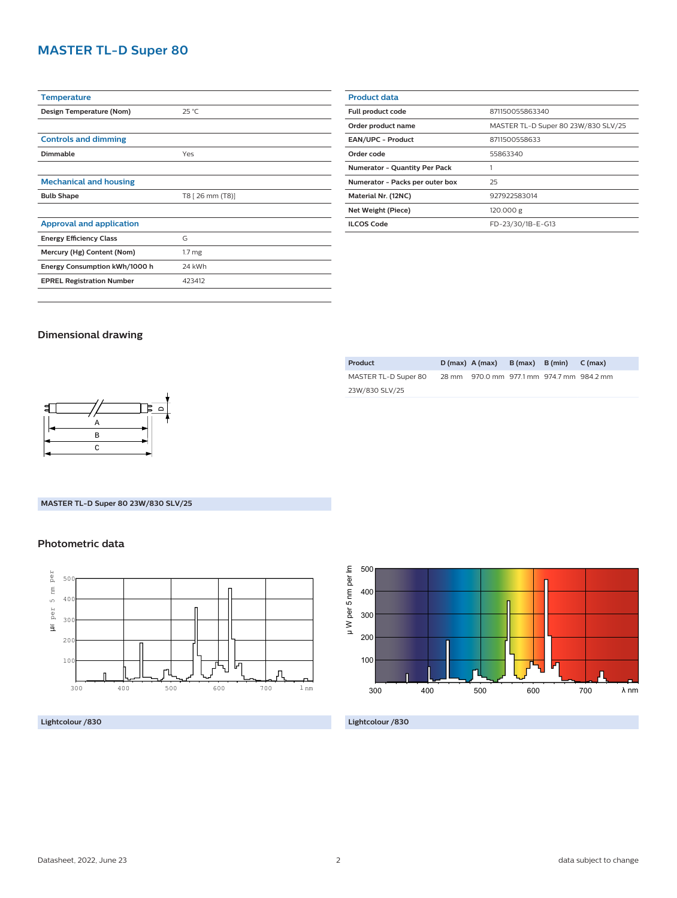# MASTER TL-D Super 80

| Temperature | |
|---|---|
| Design Temperature (Nom) | 25 °C |

| Controls and dimming | |
|---|---|
| Dimmable | Yes |

| Mechanical and housing | |
|---|---|
| Bulb Shape | T8 [ 26 mm (T8)] |

| Approval and application | |
|---|---|
| Energy Efficiency Class | G |
| Mercury (Hg) Content (Nom) | 1.7 mg |
| Energy Consumption kWh/1000 h | 24 kWh |
| EPREL Registration Number | 423412 |

| Product data | |
|---|---|
| Full product code | 871150055863340 |
| Order product name | MASTER TL-D Super 80 23W/830 SLV/25 |
| EAN/UPC - Product | 8711500558633 |
| Order code | 55863340 |
| Numerator - Quantity Per Pack | 1 |
| Numerator - Packs per outer box | 25 |
| Material Nr. (12NC) | 927922583014 |
| Net Weight (Piece) | 120.000 g |
| ILCOS Code | FD-23/30/1B-E-G13 |

## Dimensional drawing

| Product | D (max) | A (max) | B (max) | B (min) | C (max) |
|---|---|---|---|---|---|
| MASTER TL-D Super 80 23W/830 SLV/25 | 28 mm | 970.0 mm | 977.1 mm | 974.7 mm | 984.2 mm |

MASTER TL-D Super 80 23W/830 SLV/25

## Photometric data

Lightcolour /830

Lightcolour /830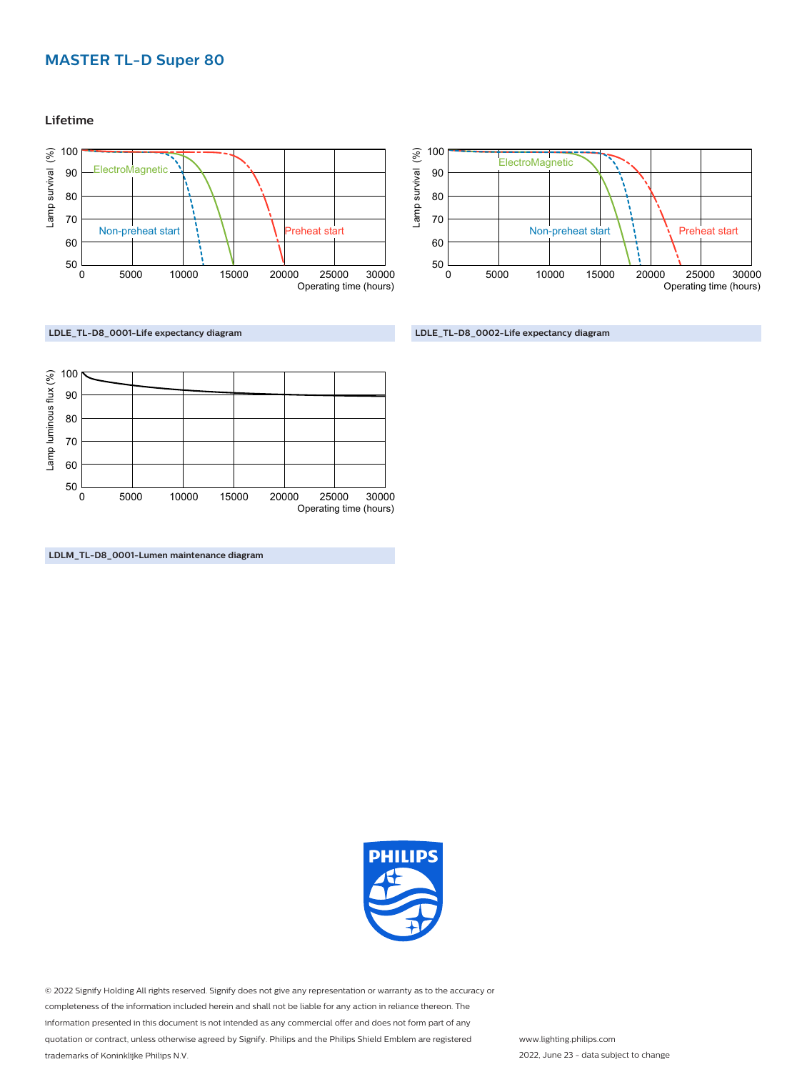## MASTER TL-D Super 80

### Lifetime

Lamp survival (%)
100
90
80
70
60
50
0 5000 10000 15000 20000 25000 30000
Operating time (hours)
ElectroMagnetic
Non-preheat start
Preheat start

**LDLE_TL-D8_0001-Life expectancy diagram**

Lamp survival (%)
100
90
80
70
60
50
0 5000 10000 15000 20000 25000 30000
Operating time (hours)
ElectroMagnetic
Non-preheat start
Preheat start

**LDLE_TL-D8_0002-Life expectancy diagram**

Lamp luminous flux (%)
100
90
80
70
60
50
0 5000 10000 15000 20000 25000 30000
Operating time (hours)

**LDLM_TL-D8_0001-Lumen maintenance diagram**

© 2022 Signify Holding All rights reserved. Signify does not give any representation or warranty as to the accuracy or completeness of the information included herein and shall not be liable for any action in reliance thereon. The information presented in this document is not intended as any commercial offer and does not form part of any quotation or contract, unless otherwise agreed by Signify. Philips and the Philips Shield Emblem are registered trademarks of Koninklijke Philips N.V.

www.lighting.philips.com
2022, June 23 - data subject to change